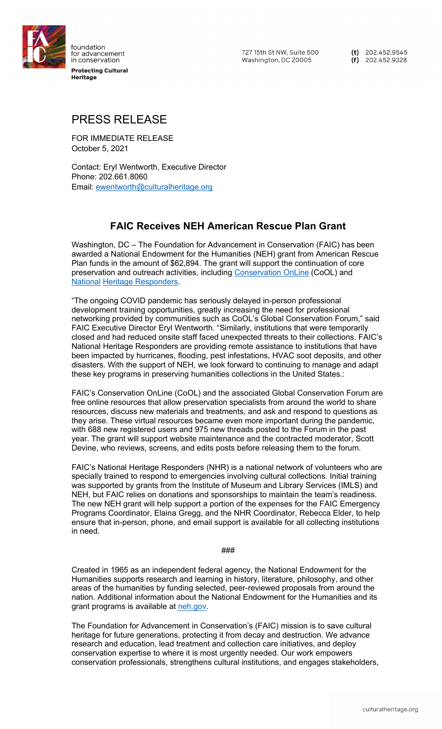foundation for advancement in conservation

**Protecting Cultural Heritage**

727 15th St NW, Suite 500
Washington, DC 20005

**(t)** 202.452.9545
**(f)** 202.452.9328

# PRESS RELEASE

FOR IMMEDIATE RELEASE
October 5, 2021

Contact: Eryl Wentworth, Executive Director
Phone: 202.661.8060
Email: ewentworth@culturalheritage.org

## FAIC Receives NEH American Rescue Plan Grant

Washington, DC – The Foundation for Advancement in Conservation (FAIC) has been awarded a National Endowment for the Humanities (NEH) grant from American Rescue Plan funds in the amount of $62,894. The grant will support the continuation of core preservation and outreach activities, including Conservation OnLine (CoOL) and National Heritage Responders.

"The ongoing COVID pandemic has seriously delayed in-person professional development training opportunities, greatly increasing the need for professional networking provided by communities such as CoOL's Global Conservation Forum," said FAIC Executive Director Eryl Wentworth. "Similarly, institutions that were temporarily closed and had reduced onsite staff faced unexpected threats to their collections. FAIC's National Heritage Responders are providing remote assistance to institutions that have been impacted by hurricanes, flooding, pest infestations, HVAC soot deposits, and other disasters. With the support of NEH, we look forward to continuing to manage and adapt these key programs in preserving humanities collections in the United States.:

FAIC's Conservation OnLine (CoOL) and the associated Global Conservation Forum are free online resources that allow preservation specialists from around the world to share resources, discuss new materials and treatments, and ask and respond to questions as they arise. These virtual resources became even more important during the pandemic, with 688 new registered users and 975 new threads posted to the Forum in the past year. The grant will support website maintenance and the contracted moderator, Scott Devine, who reviews, screens, and edits posts before releasing them to the forum.

FAIC's National Heritage Responders (NHR) is a national network of volunteers who are specially trained to respond to emergencies involving cultural collections. Initial training was supported by grants from the Institute of Museum and Library Services (IMLS) and NEH, but FAIC relies on donations and sponsorships to maintain the team's readiness. The new NEH grant will help support a portion of the expenses for the FAIC Emergency Programs Coordinator, Elaina Gregg, and the NHR Coordinator, Rebecca Elder, to help ensure that in-person, phone, and email support is available for all collecting institutions in need.

###

Created in 1965 as an independent federal agency, the National Endowment for the Humanities supports research and learning in history, literature, philosophy, and other areas of the humanities by funding selected, peer-reviewed proposals from around the nation. Additional information about the National Endowment for the Humanities and its grant programs is available at neh.gov.

The Foundation for Advancement in Conservation's (FAIC) mission is to save cultural heritage for future generations, protecting it from decay and destruction. We advance research and education, lead treatment and collection care initiatives, and deploy conservation expertise to where it is most urgently needed. Our work empowers conservation professionals, strengthens cultural institutions, and engages stakeholders,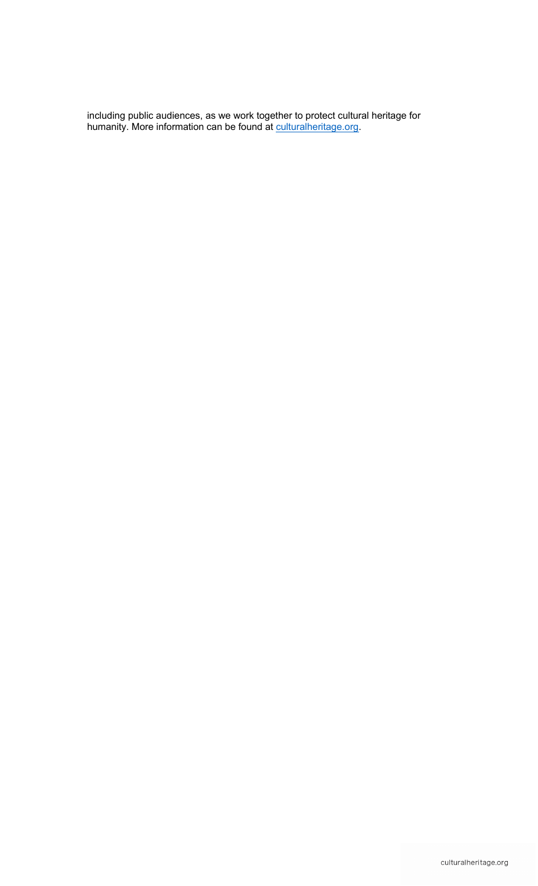including public audiences, as we work together to protect cultural heritage for humanity. More information can be found at [culturalheritage.org](culturalheritage.org).